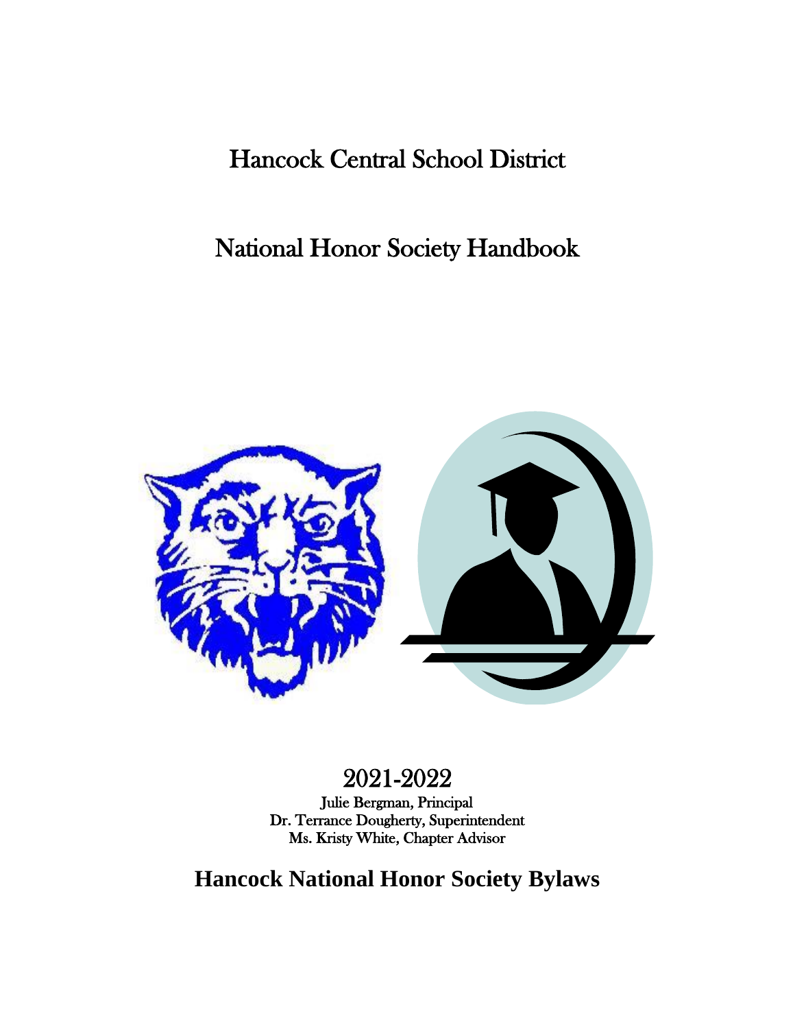# Hancock Central School District

# National Honor Society Handbook

## 2021-2022

Julie Bergman, Principal
Dr. Terrance Dougherty, Superintendent
Ms. Kristy White, Chapter Advisor

## Hancock National Honor Society Bylaws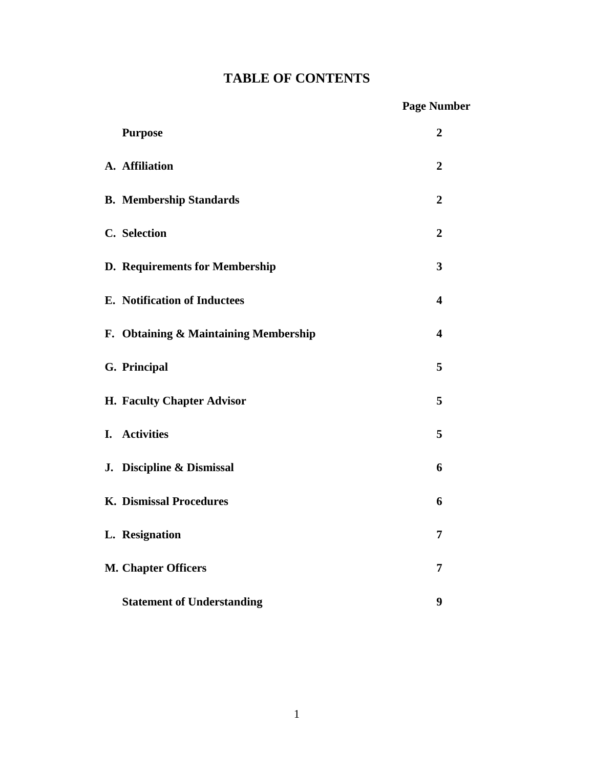# TABLE OF CONTENTS

| | Page Number |
|---|---|
| **Purpose** | **2** |
| **A. Affiliation** | **2** |
| **B. Membership Standards** | **2** |
| **C. Selection** | **2** |
| **D. Requirements for Membership** | **3** |
| **E. Notification of Inductees** | **4** |
| **F. Obtaining & Maintaining Membership** | **4** |
| **G. Principal** | **5** |
| **H. Faculty Chapter Advisor** | **5** |
| **I. Activities** | **5** |
| **J. Discipline & Dismissal** | **6** |
| **K. Dismissal Procedures** | **6** |
| **L. Resignation** | **7** |
| **M. Chapter Officers** | **7** |
| **Statement of Understanding** | **9** |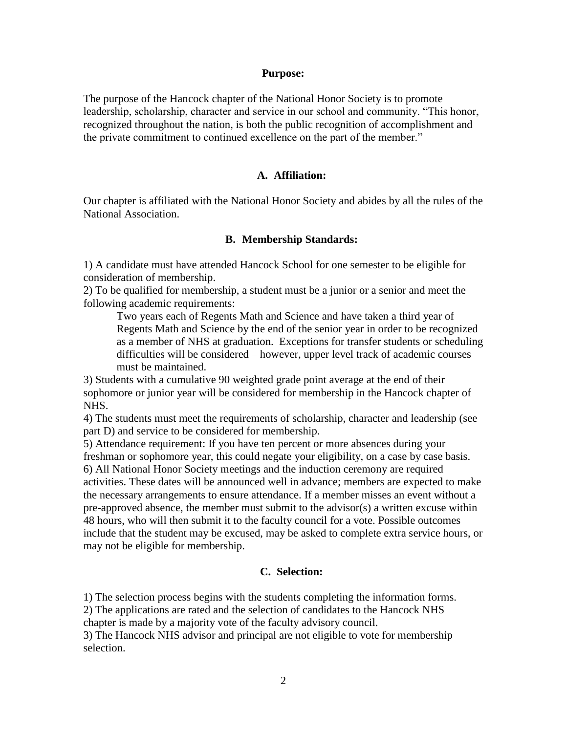## Purpose:

The purpose of the Hancock chapter of the National Honor Society is to promote leadership, scholarship, character and service in our school and community. "This honor, recognized throughout the nation, is both the public recognition of accomplishment and the private commitment to continued excellence on the part of the member."

## A. Affiliation:

Our chapter is affiliated with the National Honor Society and abides by all the rules of the National Association.

## B. Membership Standards:

1) A candidate must have attended Hancock School for one semester to be eligible for consideration of membership.

2) To be qualified for membership, a student must be a junior or a senior and meet the following academic requirements:

> Two years each of Regents Math and Science and have taken a third year of Regents Math and Science by the end of the senior year in order to be recognized as a member of NHS at graduation. Exceptions for transfer students or scheduling difficulties will be considered – however, upper level track of academic courses must be maintained.

3) Students with a cumulative 90 weighted grade point average at the end of their sophomore or junior year will be considered for membership in the Hancock chapter of NHS.

4) The students must meet the requirements of scholarship, character and leadership (see part D) and service to be considered for membership.

5) Attendance requirement: If you have ten percent or more absences during your freshman or sophomore year, this could negate your eligibility, on a case by case basis.

6) All National Honor Society meetings and the induction ceremony are required activities. These dates will be announced well in advance; members are expected to make the necessary arrangements to ensure attendance. If a member misses an event without a pre-approved absence, the member must submit to the advisor(s) a written excuse within 48 hours, who will then submit it to the faculty council for a vote. Possible outcomes include that the student may be excused, may be asked to complete extra service hours, or may not be eligible for membership.

## C. Selection:

1) The selection process begins with the students completing the information forms.

2) The applications are rated and the selection of candidates to the Hancock NHS chapter is made by a majority vote of the faculty advisory council.

3) The Hancock NHS advisor and principal are not eligible to vote for membership selection.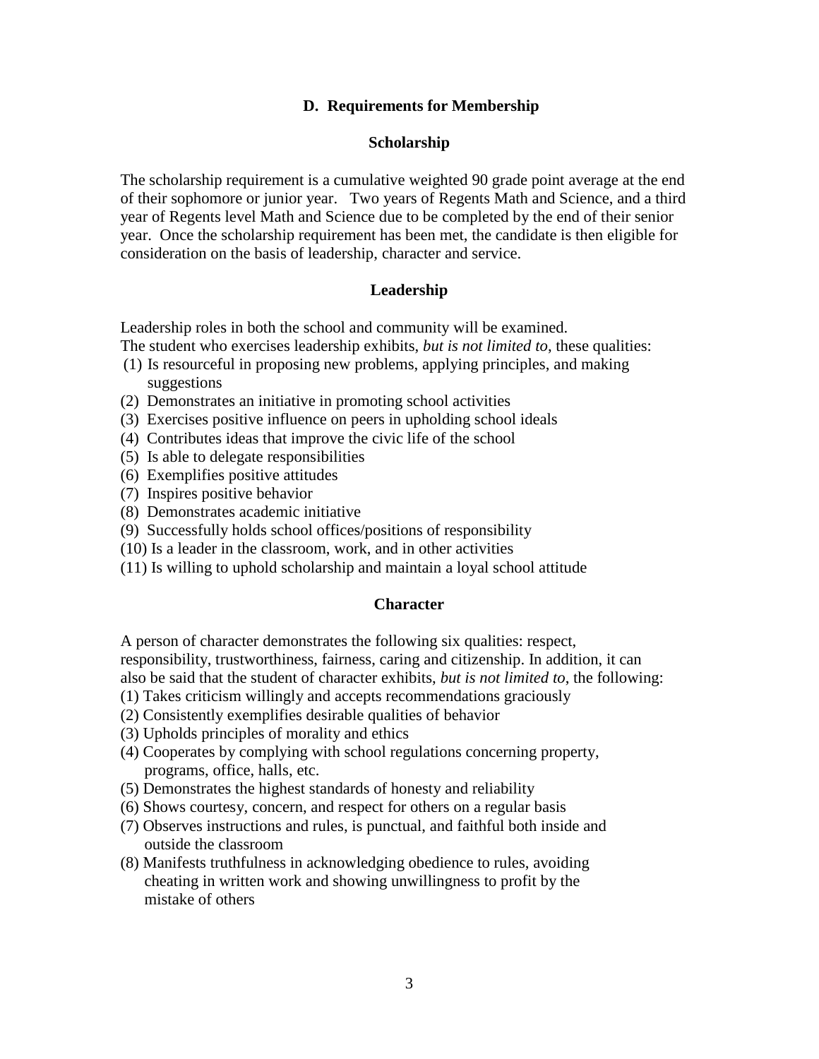## D. Requirements for Membership

### Scholarship

The scholarship requirement is a cumulative weighted 90 grade point average at the end of their sophomore or junior year. Two years of Regents Math and Science, and a third year of Regents level Math and Science due to be completed by the end of their senior year. Once the scholarship requirement has been met, the candidate is then eligible for consideration on the basis of leadership, character and service.

### Leadership

Leadership roles in both the school and community will be examined.
The student who exercises leadership exhibits, *but is not limited to*, these qualities:

(1) Is resourceful in proposing new problems, applying principles, and making suggestions
(2) Demonstrates an initiative in promoting school activities
(3) Exercises positive influence on peers in upholding school ideals
(4) Contributes ideas that improve the civic life of the school
(5) Is able to delegate responsibilities
(6) Exemplifies positive attitudes
(7) Inspires positive behavior
(8) Demonstrates academic initiative
(9) Successfully holds school offices/positions of responsibility
(10) Is a leader in the classroom, work, and in other activities
(11) Is willing to uphold scholarship and maintain a loyal school attitude

### Character

A person of character demonstrates the following six qualities: respect, responsibility, trustworthiness, fairness, caring and citizenship. In addition, it can also be said that the student of character exhibits, *but is not limited to*, the following:

(1) Takes criticism willingly and accepts recommendations graciously
(2) Consistently exemplifies desirable qualities of behavior
(3) Upholds principles of morality and ethics
(4) Cooperates by complying with school regulations concerning property, programs, office, halls, etc.
(5) Demonstrates the highest standards of honesty and reliability
(6) Shows courtesy, concern, and respect for others on a regular basis
(7) Observes instructions and rules, is punctual, and faithful both inside and outside the classroom
(8) Manifests truthfulness in acknowledging obedience to rules, avoiding cheating in written work and showing unwillingness to profit by the mistake of others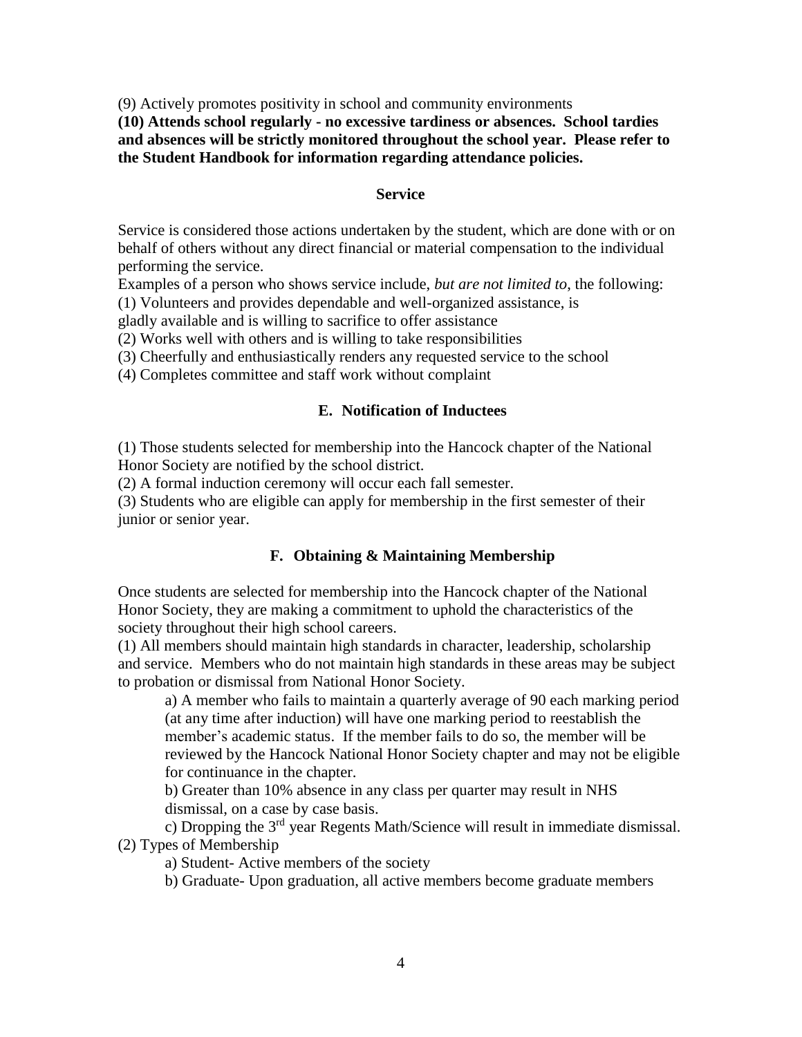(9) Actively promotes positivity in school and community environments

**(10) Attends school regularly - no excessive tardiness or absences. School tardies and absences will be strictly monitored throughout the school year. Please refer to the Student Handbook for information regarding attendance policies.**

### Service

Service is considered those actions undertaken by the student, which are done with or on behalf of others without any direct financial or material compensation to the individual performing the service.

Examples of a person who shows service include, *but are not limited to*, the following:

(1) Volunteers and provides dependable and well-organized assistance, is gladly available and is willing to sacrifice to offer assistance

(2) Works well with others and is willing to take responsibilities

(3) Cheerfully and enthusiastically renders any requested service to the school

(4) Completes committee and staff work without complaint

## E. Notification of Inductees

(1) Those students selected for membership into the Hancock chapter of the National Honor Society are notified by the school district.

(2) A formal induction ceremony will occur each fall semester.

(3) Students who are eligible can apply for membership in the first semester of their junior or senior year.

## F. Obtaining & Maintaining Membership

Once students are selected for membership into the Hancock chapter of the National Honor Society, they are making a commitment to uphold the characteristics of the society throughout their high school careers.

(1) All members should maintain high standards in character, leadership, scholarship and service. Members who do not maintain high standards in these areas may be subject to probation or dismissal from National Honor Society.

a) A member who fails to maintain a quarterly average of 90 each marking period (at any time after induction) will have one marking period to reestablish the member's academic status. If the member fails to do so, the member will be reviewed by the Hancock National Honor Society chapter and may not be eligible for continuance in the chapter.

b) Greater than 10% absence in any class per quarter may result in NHS dismissal, on a case by case basis.

c) Dropping the 3rd year Regents Math/Science will result in immediate dismissal.

(2) Types of Membership

a) Student- Active members of the society

b) Graduate- Upon graduation, all active members become graduate members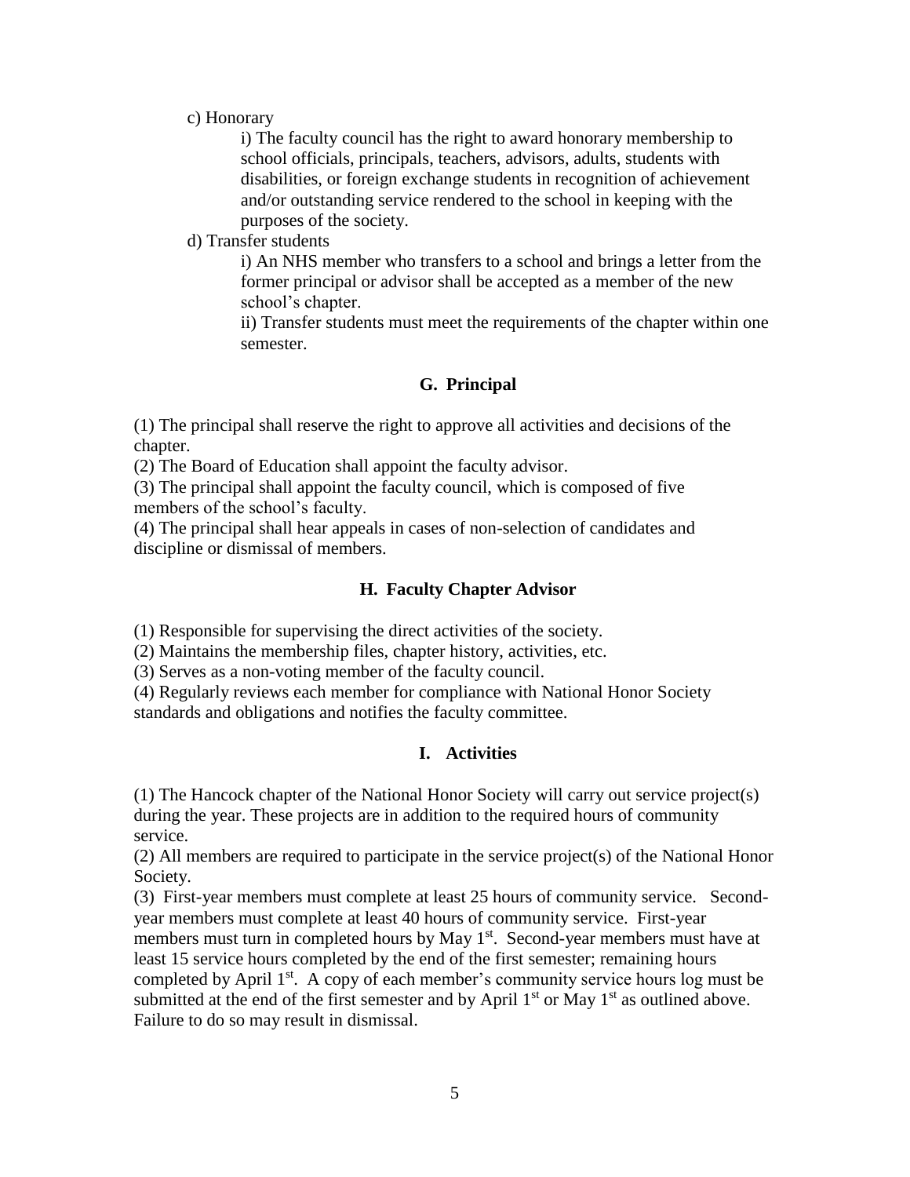c) Honorary

i) The faculty council has the right to award honorary membership to school officials, principals, teachers, advisors, adults, students with disabilities, or foreign exchange students in recognition of achievement and/or outstanding service rendered to the school in keeping with the purposes of the society.

d) Transfer students

i) An NHS member who transfers to a school and brings a letter from the former principal or advisor shall be accepted as a member of the new school's chapter.

ii) Transfer students must meet the requirements of the chapter within one semester.

## G. Principal

(1) The principal shall reserve the right to approve all activities and decisions of the chapter.
(2) The Board of Education shall appoint the faculty advisor.
(3) The principal shall appoint the faculty council, which is composed of five members of the school's faculty.
(4) The principal shall hear appeals in cases of non-selection of candidates and discipline or dismissal of members.

## H. Faculty Chapter Advisor

(1) Responsible for supervising the direct activities of the society.
(2) Maintains the membership files, chapter history, activities, etc.
(3) Serves as a non-voting member of the faculty council.
(4) Regularly reviews each member for compliance with National Honor Society standards and obligations and notifies the faculty committee.

## I. Activities

(1) The Hancock chapter of the National Honor Society will carry out service project(s) during the year. These projects are in addition to the required hours of community service.
(2) All members are required to participate in the service project(s) of the National Honor Society.
(3) First-year members must complete at least 25 hours of community service. Second-year members must complete at least 40 hours of community service. First-year members must turn in completed hours by May 1st. Second-year members must have at least 15 service hours completed by the end of the first semester; remaining hours completed by April 1st. A copy of each member's community service hours log must be submitted at the end of the first semester and by April 1st or May 1st as outlined above. Failure to do so may result in dismissal.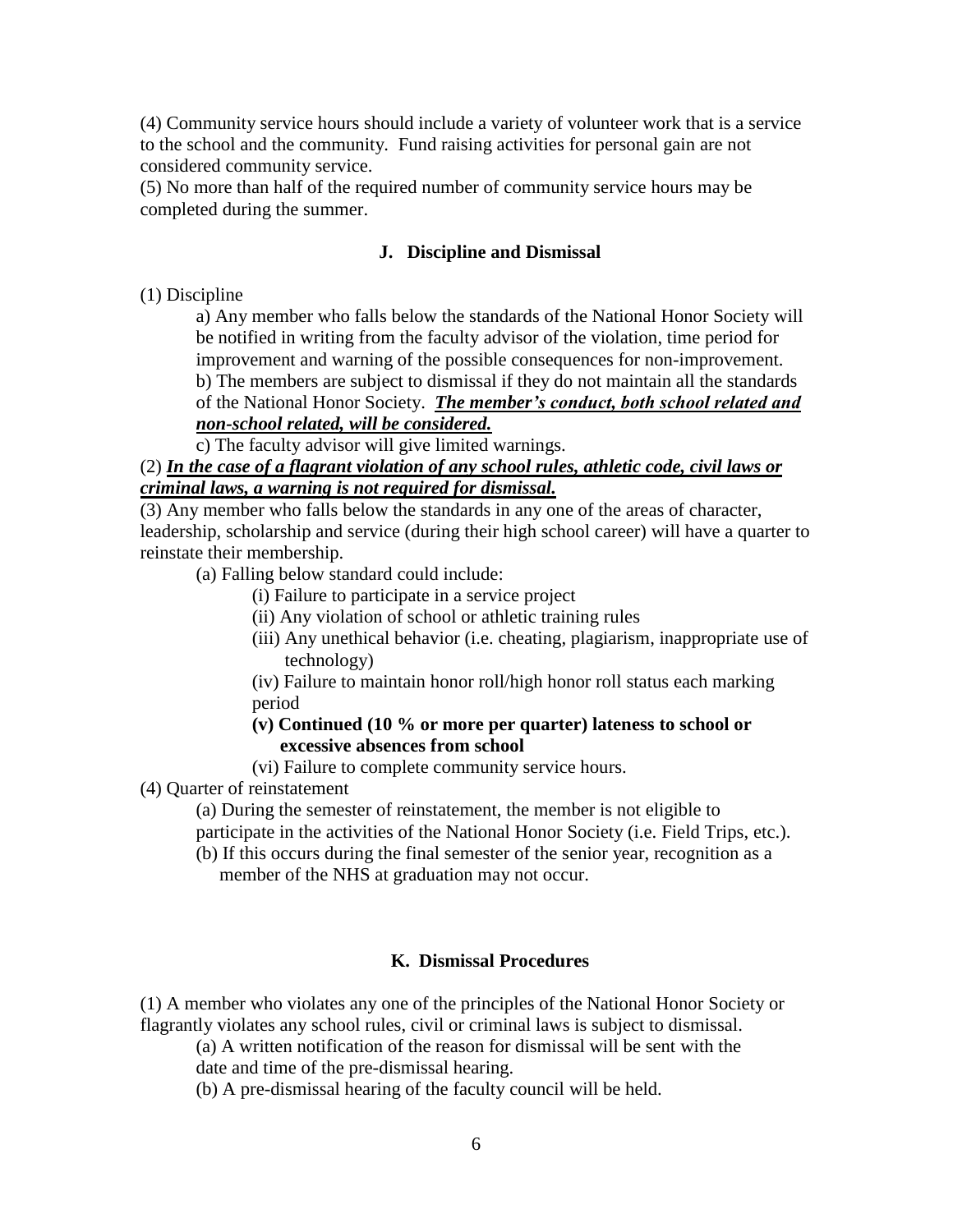(4) Community service hours should include a variety of volunteer work that is a service to the school and the community. Fund raising activities for personal gain are not considered community service.

(5) No more than half of the required number of community service hours may be completed during the summer.

### J. Discipline and Dismissal

(1) Discipline

a) Any member who falls below the standards of the National Honor Society will be notified in writing from the faculty advisor of the violation, time period for improvement and warning of the possible consequences for non-improvement.

b) The members are subject to dismissal if they do not maintain all the standards of the National Honor Society. ***<u>The member's conduct, both school related and non-school related, will be considered.</u>***

c) The faculty advisor will give limited warnings.

(2) ***<u>In the case of a flagrant violation of any school rules, athletic code, civil laws or criminal laws, a warning is not required for dismissal.</u>***

(3) Any member who falls below the standards in any one of the areas of character, leadership, scholarship and service (during their high school career) will have a quarter to reinstate their membership.

(a) Falling below standard could include:

(i) Failure to participate in a service project

(ii) Any violation of school or athletic training rules

(iii) Any unethical behavior (i.e. cheating, plagiarism, inappropriate use of technology)

(iv) Failure to maintain honor roll/high honor roll status each marking period

**(v) Continued (10 % or more per quarter) lateness to school or excessive absences from school**

(vi) Failure to complete community service hours.

(4) Quarter of reinstatement

(a) During the semester of reinstatement, the member is not eligible to participate in the activities of the National Honor Society (i.e. Field Trips, etc.).

(b) If this occurs during the final semester of the senior year, recognition as a member of the NHS at graduation may not occur.

### K. Dismissal Procedures

(1) A member who violates any one of the principles of the National Honor Society or flagrantly violates any school rules, civil or criminal laws is subject to dismissal.

(a) A written notification of the reason for dismissal will be sent with the date and time of the pre-dismissal hearing.

(b) A pre-dismissal hearing of the faculty council will be held.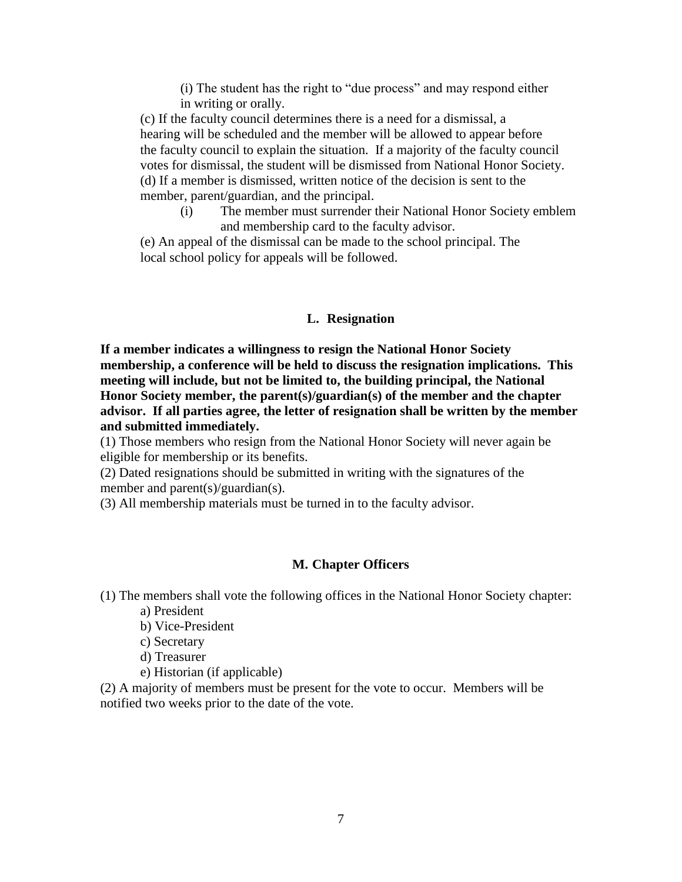(i) The student has the right to "due process" and may respond either in writing or orally.

(c) If the faculty council determines there is a need for a dismissal, a hearing will be scheduled and the member will be allowed to appear before the faculty council to explain the situation. If a majority of the faculty council votes for dismissal, the student will be dismissed from National Honor Society.

(d) If a member is dismissed, written notice of the decision is sent to the member, parent/guardian, and the principal.

(i) The member must surrender their National Honor Society emblem and membership card to the faculty advisor.

(e) An appeal of the dismissal can be made to the school principal. The local school policy for appeals will be followed.

### L. Resignation

**If a member indicates a willingness to resign the National Honor Society membership, a conference will be held to discuss the resignation implications. This meeting will include, but not be limited to, the building principal, the National Honor Society member, the parent(s)/guardian(s) of the member and the chapter advisor. If all parties agree, the letter of resignation shall be written by the member and submitted immediately.**

(1) Those members who resign from the National Honor Society will never again be eligible for membership or its benefits.

(2) Dated resignations should be submitted in writing with the signatures of the member and parent(s)/guardian(s).

(3) All membership materials must be turned in to the faculty advisor.

### M. Chapter Officers

(1) The members shall vote the following offices in the National Honor Society chapter:

a) President

b) Vice-President

c) Secretary

d) Treasurer

e) Historian (if applicable)

(2) A majority of members must be present for the vote to occur. Members will be notified two weeks prior to the date of the vote.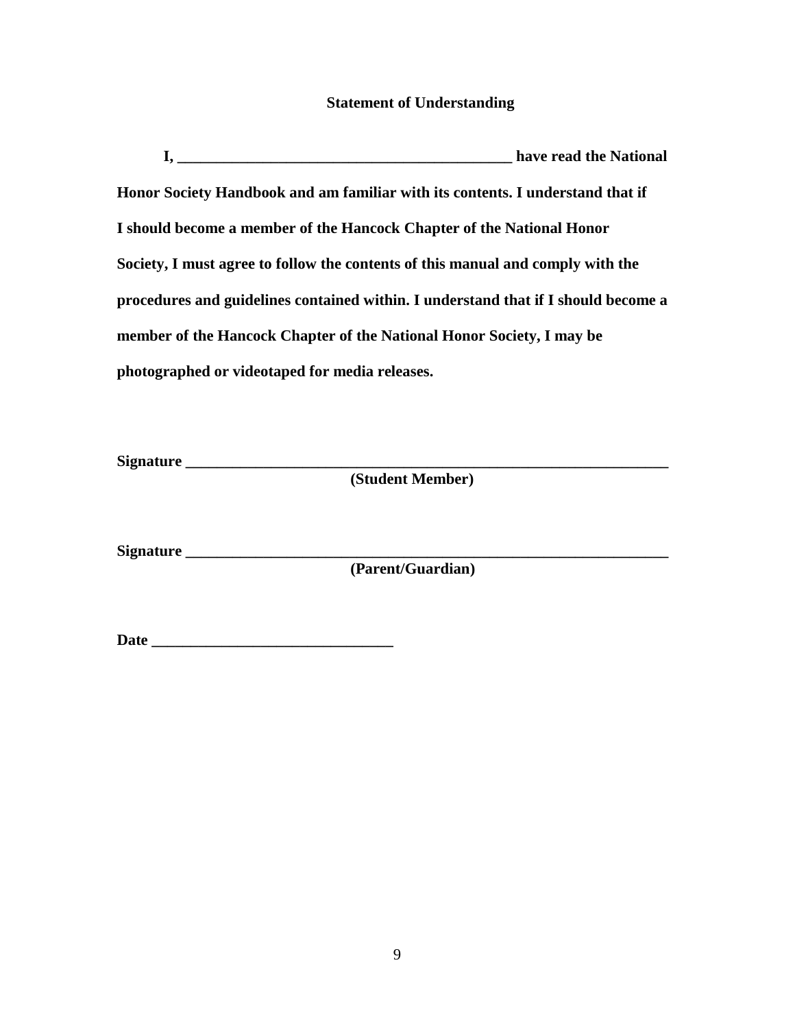**Statement of Understanding**

**I, ____________________________________________ have read the National Honor Society Handbook and am familiar with its contents. I understand that if I should become a member of the Hancock Chapter of the National Honor Society, I must agree to follow the contents of this manual and comply with the procedures and guidelines contained within. I understand that if I should become a member of the Hancock Chapter of the National Honor Society, I may be photographed or videotaped for media releases.**

**Signature ________________________________________________________________**
**(Student Member)**

**Signature ________________________________________________________________**
**(Parent/Guardian)**

**Date ________________________________**